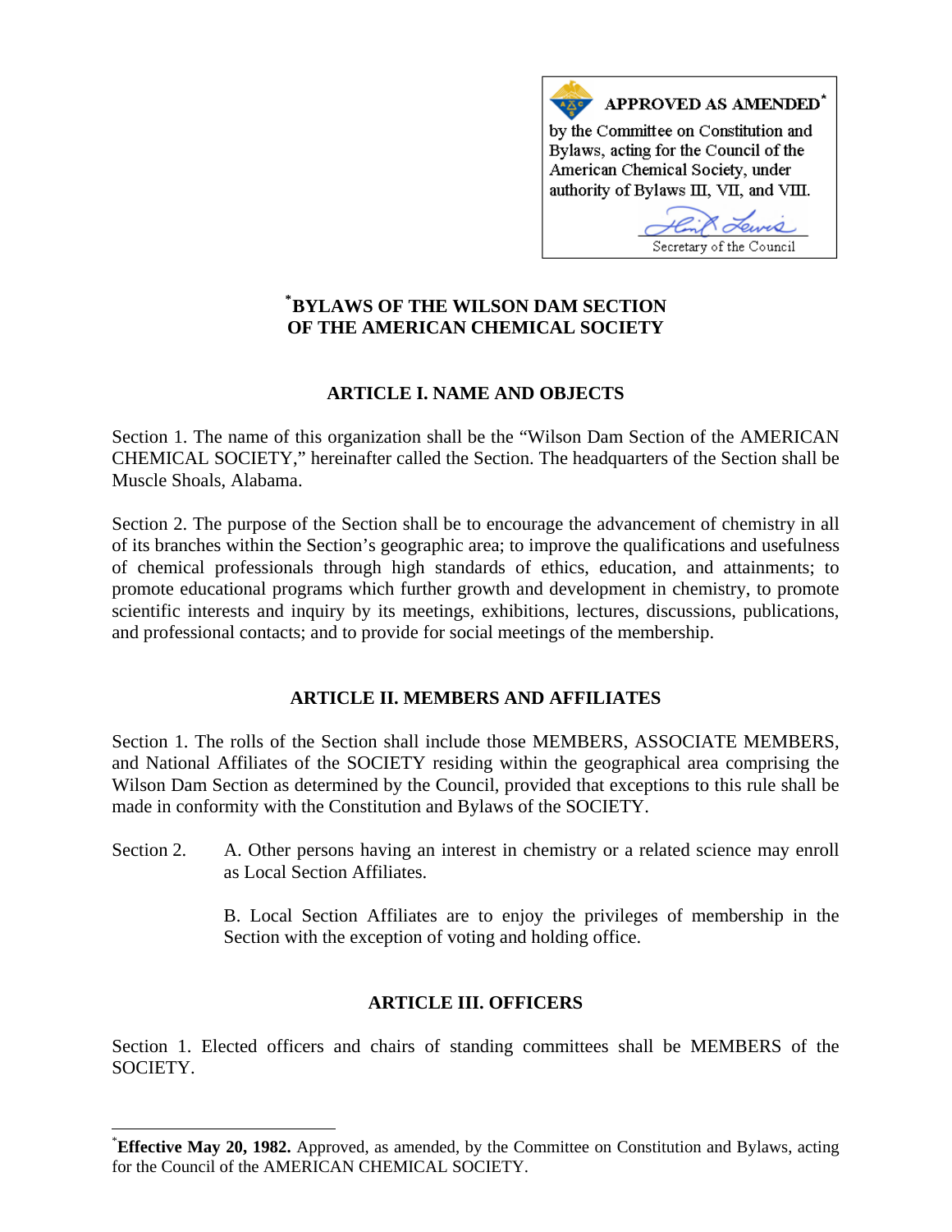**APPROVED AS AMENDED**[*]

by the Committee on Constitution and Bylaws, acting for the Council of the American Chemical Society, under authority of Bylaws III, VII, and VIII.

Secretary of the Council

# [*]BYLAWS OF THE WILSON DAM SECTION OF THE AMERICAN CHEMICAL SOCIETY

## ARTICLE I. NAME AND OBJECTS

Section 1. The name of this organization shall be the "Wilson Dam Section of the AMERICAN CHEMICAL SOCIETY," hereinafter called the Section. The headquarters of the Section shall be Muscle Shoals, Alabama.

Section 2. The purpose of the Section shall be to encourage the advancement of chemistry in all of its branches within the Section's geographic area; to improve the qualifications and usefulness of chemical professionals through high standards of ethics, education, and attainments; to promote educational programs which further growth and development in chemistry, to promote scientific interests and inquiry by its meetings, exhibitions, lectures, discussions, publications, and professional contacts; and to provide for social meetings of the membership.

## ARTICLE II. MEMBERS AND AFFILIATES

Section 1. The rolls of the Section shall include those MEMBERS, ASSOCIATE MEMBERS, and National Affiliates of the SOCIETY residing within the geographical area comprising the Wilson Dam Section as determined by the Council, provided that exceptions to this rule shall be made in conformity with the Constitution and Bylaws of the SOCIETY.

Section 2.

A. Other persons having an interest in chemistry or a related science may enroll as Local Section Affiliates.

B. Local Section Affiliates are to enjoy the privileges of membership in the Section with the exception of voting and holding office.

## ARTICLE III. OFFICERS

Section 1. Elected officers and chairs of standing committees shall be MEMBERS of the SOCIETY.

---

[*]**Effective May 20, 1982.** Approved, as amended, by the Committee on Constitution and Bylaws, acting for the Council of the AMERICAN CHEMICAL SOCIETY.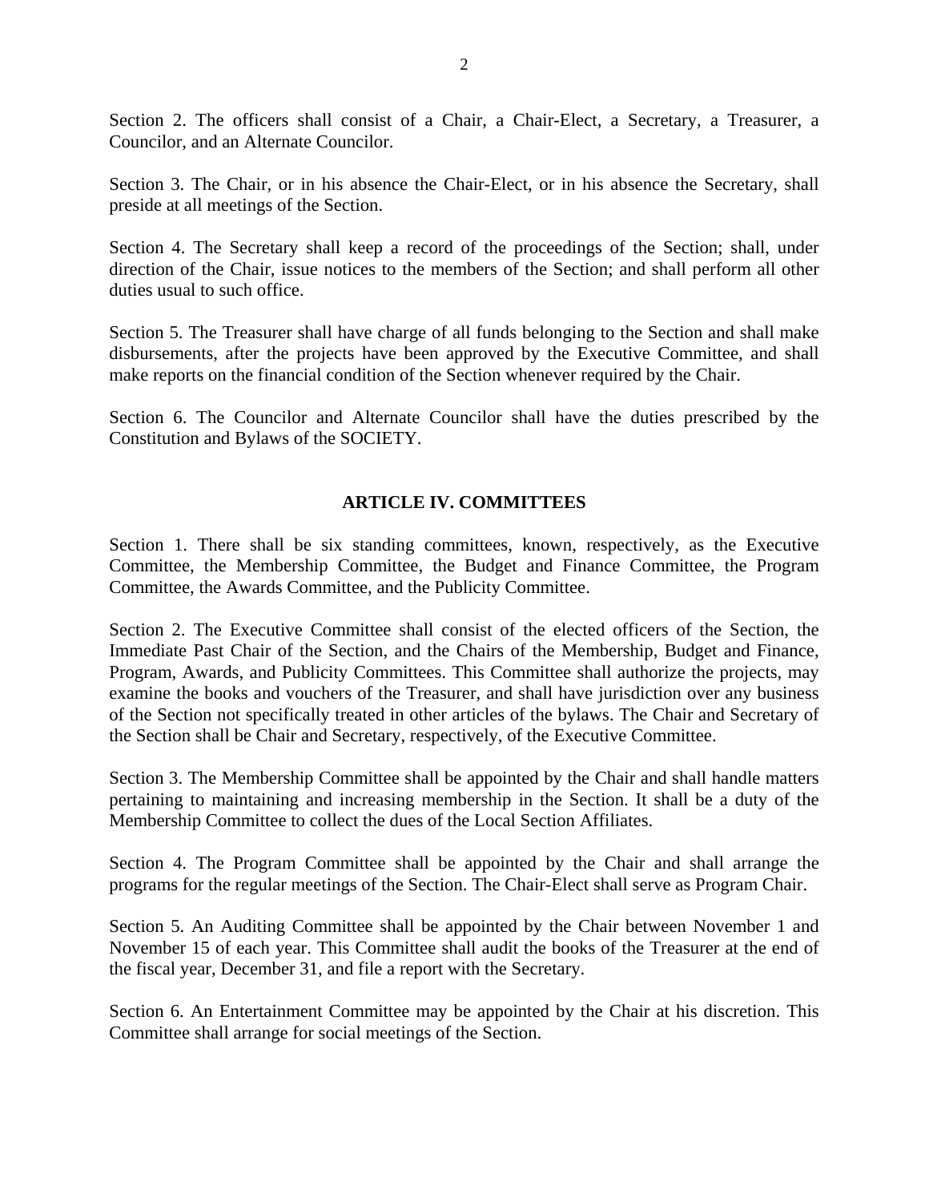Section 2. The officers shall consist of a Chair, a Chair-Elect, a Secretary, a Treasurer, a Councilor, and an Alternate Councilor.

Section 3. The Chair, or in his absence the Chair-Elect, or in his absence the Secretary, shall preside at all meetings of the Section.

Section 4. The Secretary shall keep a record of the proceedings of the Section; shall, under direction of the Chair, issue notices to the members of the Section; and shall perform all other duties usual to such office.

Section 5. The Treasurer shall have charge of all funds belonging to the Section and shall make disbursements, after the projects have been approved by the Executive Committee, and shall make reports on the financial condition of the Section whenever required by the Chair.

Section 6. The Councilor and Alternate Councilor shall have the duties prescribed by the Constitution and Bylaws of the SOCIETY.

## ARTICLE IV. COMMITTEES

Section 1. There shall be six standing committees, known, respectively, as the Executive Committee, the Membership Committee, the Budget and Finance Committee, the Program Committee, the Awards Committee, and the Publicity Committee.

Section 2. The Executive Committee shall consist of the elected officers of the Section, the Immediate Past Chair of the Section, and the Chairs of the Membership, Budget and Finance, Program, Awards, and Publicity Committees. This Committee shall authorize the projects, may examine the books and vouchers of the Treasurer, and shall have jurisdiction over any business of the Section not specifically treated in other articles of the bylaws. The Chair and Secretary of the Section shall be Chair and Secretary, respectively, of the Executive Committee.

Section 3. The Membership Committee shall be appointed by the Chair and shall handle matters pertaining to maintaining and increasing membership in the Section. It shall be a duty of the Membership Committee to collect the dues of the Local Section Affiliates.

Section 4. The Program Committee shall be appointed by the Chair and shall arrange the programs for the regular meetings of the Section. The Chair-Elect shall serve as Program Chair.

Section 5. An Auditing Committee shall be appointed by the Chair between November 1 and November 15 of each year. This Committee shall audit the books of the Treasurer at the end of the fiscal year, December 31, and file a report with the Secretary.

Section 6. An Entertainment Committee may be appointed by the Chair at his discretion. This Committee shall arrange for social meetings of the Section.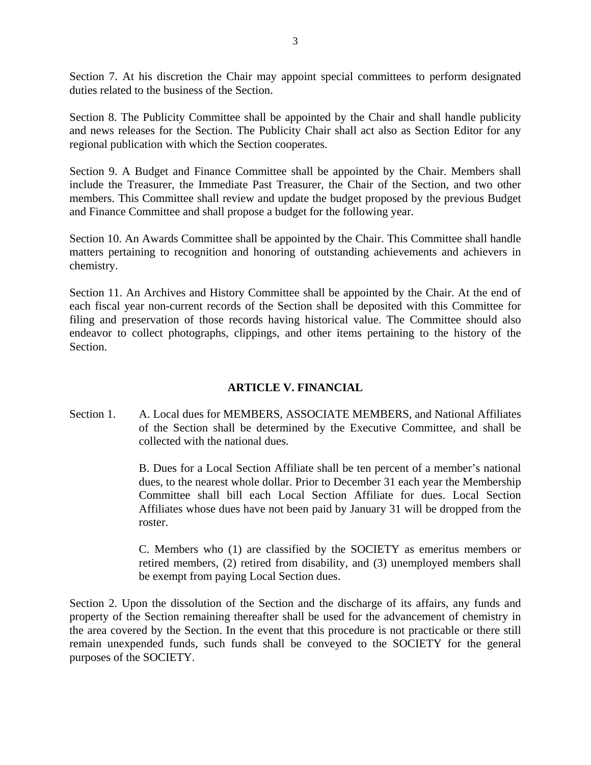Section 7. At his discretion the Chair may appoint special committees to perform designated duties related to the business of the Section.

Section 8. The Publicity Committee shall be appointed by the Chair and shall handle publicity and news releases for the Section. The Publicity Chair shall act also as Section Editor for any regional publication with which the Section cooperates.

Section 9. A Budget and Finance Committee shall be appointed by the Chair. Members shall include the Treasurer, the Immediate Past Treasurer, the Chair of the Section, and two other members. This Committee shall review and update the budget proposed by the previous Budget and Finance Committee and shall propose a budget for the following year.

Section 10. An Awards Committee shall be appointed by the Chair. This Committee shall handle matters pertaining to recognition and honoring of outstanding achievements and achievers in chemistry.

Section 11. An Archives and History Committee shall be appointed by the Chair. At the end of each fiscal year non-current records of the Section shall be deposited with this Committee for filing and preservation of those records having historical value. The Committee should also endeavor to collect photographs, clippings, and other items pertaining to the history of the Section.

## ARTICLE V. FINANCIAL

Section 1. A. Local dues for MEMBERS, ASSOCIATE MEMBERS, and National Affiliates of the Section shall be determined by the Executive Committee, and shall be collected with the national dues.

B. Dues for a Local Section Affiliate shall be ten percent of a member's national dues, to the nearest whole dollar. Prior to December 31 each year the Membership Committee shall bill each Local Section Affiliate for dues. Local Section Affiliates whose dues have not been paid by January 31 will be dropped from the roster.

C. Members who (1) are classified by the SOCIETY as emeritus members or retired members, (2) retired from disability, and (3) unemployed members shall be exempt from paying Local Section dues.

Section 2. Upon the dissolution of the Section and the discharge of its affairs, any funds and property of the Section remaining thereafter shall be used for the advancement of chemistry in the area covered by the Section. In the event that this procedure is not practicable or there still remain unexpended funds, such funds shall be conveyed to the SOCIETY for the general purposes of the SOCIETY.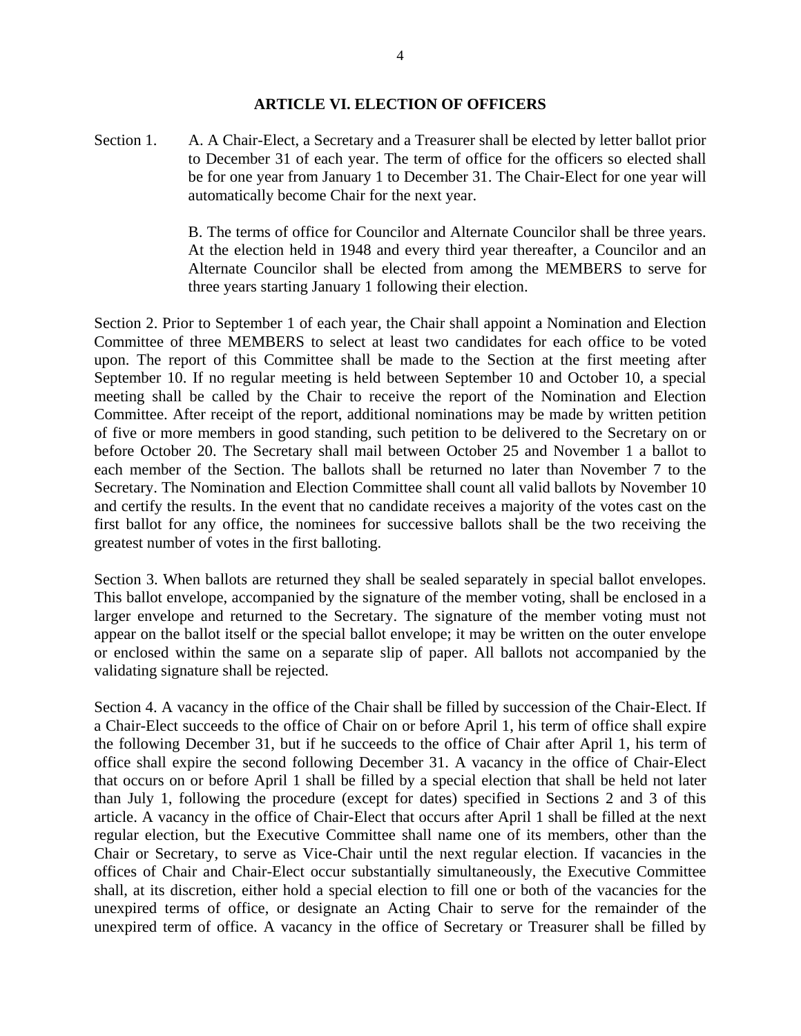## ARTICLE VI. ELECTION OF OFFICERS

Section 1. A. A Chair-Elect, a Secretary and a Treasurer shall be elected by letter ballot prior to December 31 of each year. The term of office for the officers so elected shall be for one year from January 1 to December 31. The Chair-Elect for one year will automatically become Chair for the next year.

B. The terms of office for Councilor and Alternate Councilor shall be three years. At the election held in 1948 and every third year thereafter, a Councilor and an Alternate Councilor shall be elected from among the MEMBERS to serve for three years starting January 1 following their election.

Section 2. Prior to September 1 of each year, the Chair shall appoint a Nomination and Election Committee of three MEMBERS to select at least two candidates for each office to be voted upon. The report of this Committee shall be made to the Section at the first meeting after September 10. If no regular meeting is held between September 10 and October 10, a special meeting shall be called by the Chair to receive the report of the Nomination and Election Committee. After receipt of the report, additional nominations may be made by written petition of five or more members in good standing, such petition to be delivered to the Secretary on or before October 20. The Secretary shall mail between October 25 and November 1 a ballot to each member of the Section. The ballots shall be returned no later than November 7 to the Secretary. The Nomination and Election Committee shall count all valid ballots by November 10 and certify the results. In the event that no candidate receives a majority of the votes cast on the first ballot for any office, the nominees for successive ballots shall be the two receiving the greatest number of votes in the first balloting.

Section 3. When ballots are returned they shall be sealed separately in special ballot envelopes. This ballot envelope, accompanied by the signature of the member voting, shall be enclosed in a larger envelope and returned to the Secretary. The signature of the member voting must not appear on the ballot itself or the special ballot envelope; it may be written on the outer envelope or enclosed within the same on a separate slip of paper. All ballots not accompanied by the validating signature shall be rejected.

Section 4. A vacancy in the office of the Chair shall be filled by succession of the Chair-Elect. If a Chair-Elect succeeds to the office of Chair on or before April 1, his term of office shall expire the following December 31, but if he succeeds to the office of Chair after April 1, his term of office shall expire the second following December 31. A vacancy in the office of Chair-Elect that occurs on or before April 1 shall be filled by a special election that shall be held not later than July 1, following the procedure (except for dates) specified in Sections 2 and 3 of this article. A vacancy in the office of Chair-Elect that occurs after April 1 shall be filled at the next regular election, but the Executive Committee shall name one of its members, other than the Chair or Secretary, to serve as Vice-Chair until the next regular election. If vacancies in the offices of Chair and Chair-Elect occur substantially simultaneously, the Executive Committee shall, at its discretion, either hold a special election to fill one or both of the vacancies for the unexpired terms of office, or designate an Acting Chair to serve for the remainder of the unexpired term of office. A vacancy in the office of Secretary or Treasurer shall be filled by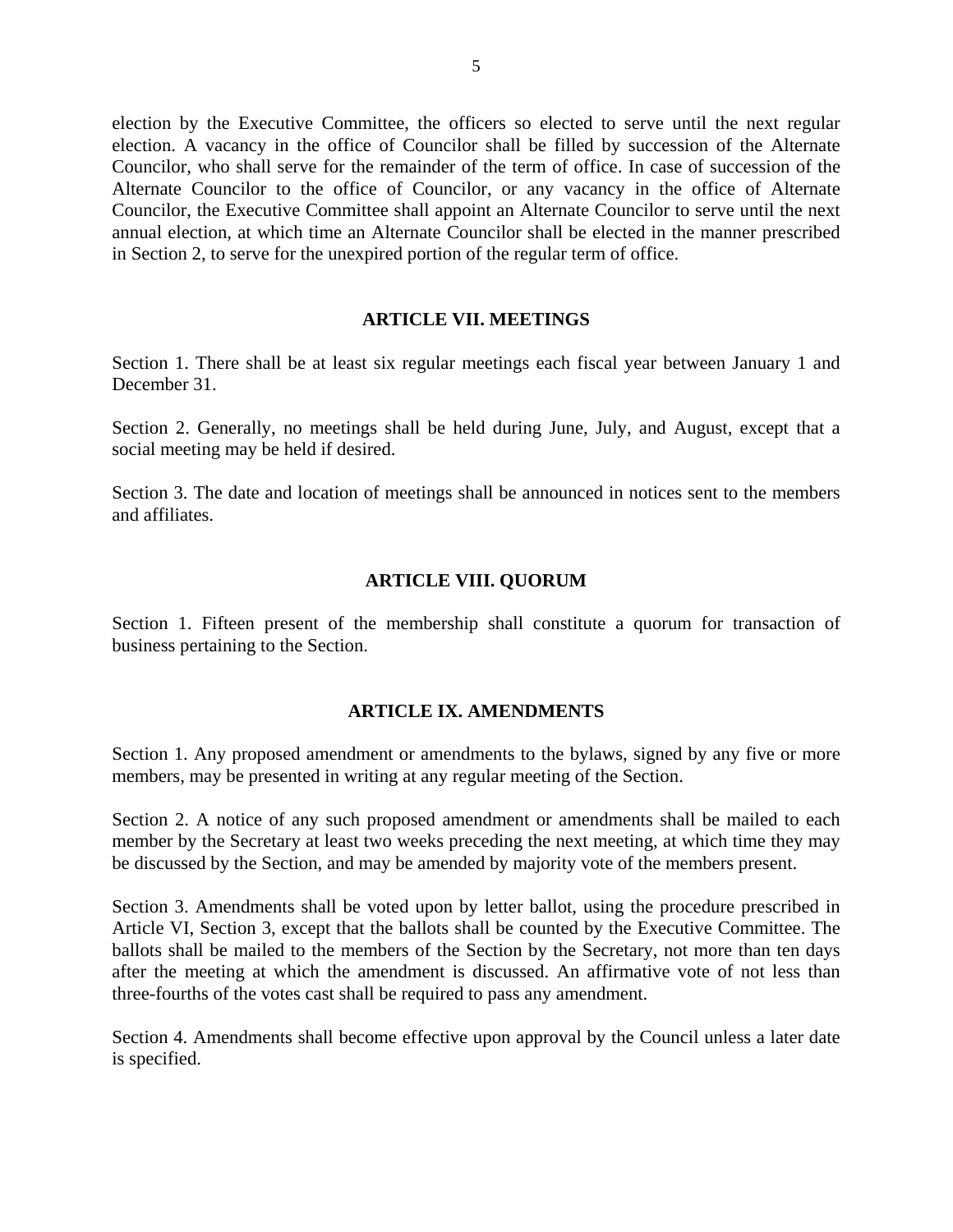election by the Executive Committee, the officers so elected to serve until the next regular election. A vacancy in the office of Councilor shall be filled by succession of the Alternate Councilor, who shall serve for the remainder of the term of office. In case of succession of the Alternate Councilor to the office of Councilor, or any vacancy in the office of Alternate Councilor, the Executive Committee shall appoint an Alternate Councilor to serve until the next annual election, at which time an Alternate Councilor shall be elected in the manner prescribed in Section 2, to serve for the unexpired portion of the regular term of office.

## ARTICLE VII. MEETINGS

Section 1. There shall be at least six regular meetings each fiscal year between January 1 and December 31.

Section 2. Generally, no meetings shall be held during June, July, and August, except that a social meeting may be held if desired.

Section 3. The date and location of meetings shall be announced in notices sent to the members and affiliates.

## ARTICLE VIII. QUORUM

Section 1. Fifteen present of the membership shall constitute a quorum for transaction of business pertaining to the Section.

## ARTICLE IX. AMENDMENTS

Section 1. Any proposed amendment or amendments to the bylaws, signed by any five or more members, may be presented in writing at any regular meeting of the Section.

Section 2. A notice of any such proposed amendment or amendments shall be mailed to each member by the Secretary at least two weeks preceding the next meeting, at which time they may be discussed by the Section, and may be amended by majority vote of the members present.

Section 3. Amendments shall be voted upon by letter ballot, using the procedure prescribed in Article VI, Section 3, except that the ballots shall be counted by the Executive Committee. The ballots shall be mailed to the members of the Section by the Secretary, not more than ten days after the meeting at which the amendment is discussed. An affirmative vote of not less than three-fourths of the votes cast shall be required to pass any amendment.

Section 4. Amendments shall become effective upon approval by the Council unless a later date is specified.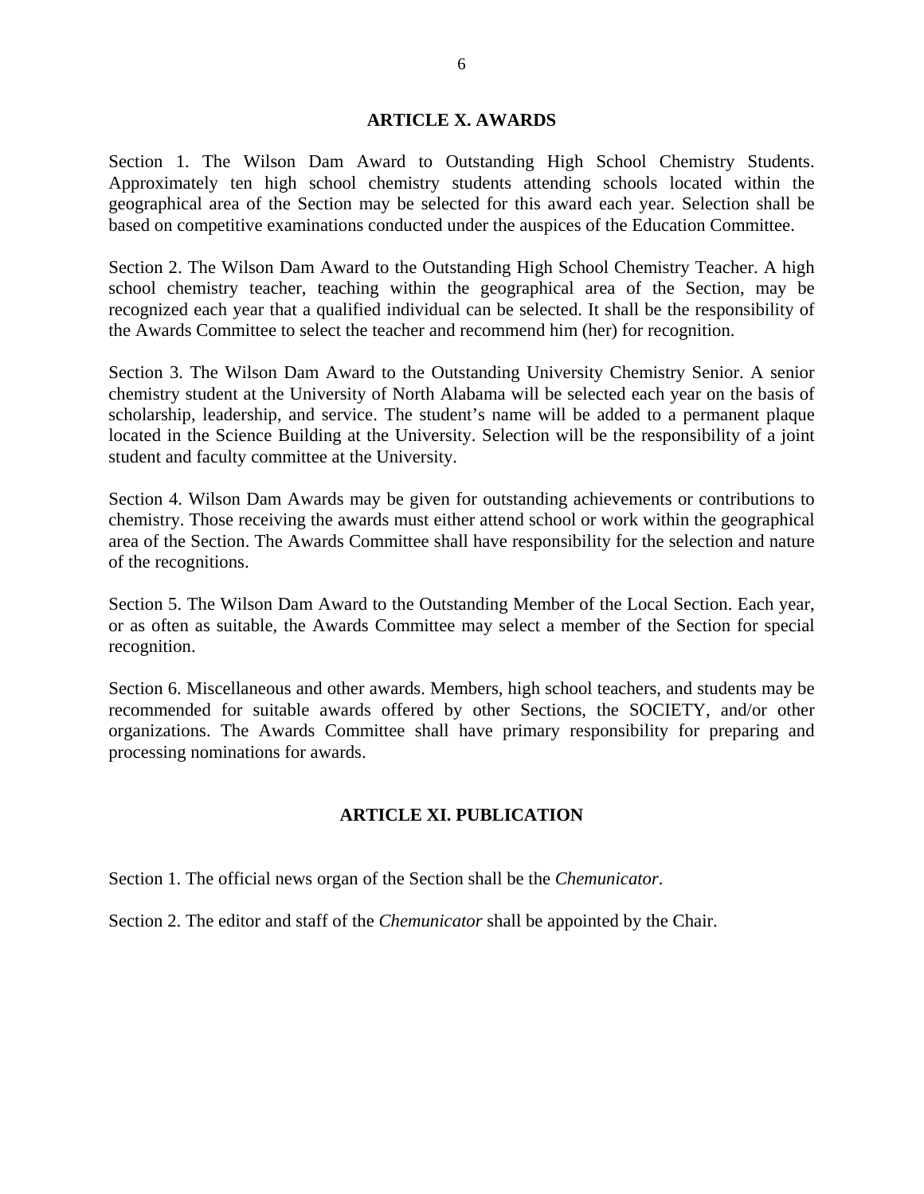## ARTICLE X. AWARDS

Section 1. The Wilson Dam Award to Outstanding High School Chemistry Students. Approximately ten high school chemistry students attending schools located within the geographical area of the Section may be selected for this award each year. Selection shall be based on competitive examinations conducted under the auspices of the Education Committee.

Section 2. The Wilson Dam Award to the Outstanding High School Chemistry Teacher. A high school chemistry teacher, teaching within the geographical area of the Section, may be recognized each year that a qualified individual can be selected. It shall be the responsibility of the Awards Committee to select the teacher and recommend him (her) for recognition.

Section 3. The Wilson Dam Award to the Outstanding University Chemistry Senior. A senior chemistry student at the University of North Alabama will be selected each year on the basis of scholarship, leadership, and service. The student's name will be added to a permanent plaque located in the Science Building at the University. Selection will be the responsibility of a joint student and faculty committee at the University.

Section 4. Wilson Dam Awards may be given for outstanding achievements or contributions to chemistry. Those receiving the awards must either attend school or work within the geographical area of the Section. The Awards Committee shall have responsibility for the selection and nature of the recognitions.

Section 5. The Wilson Dam Award to the Outstanding Member of the Local Section. Each year, or as often as suitable, the Awards Committee may select a member of the Section for special recognition.

Section 6. Miscellaneous and other awards. Members, high school teachers, and students may be recommended for suitable awards offered by other Sections, the SOCIETY, and/or other organizations. The Awards Committee shall have primary responsibility for preparing and processing nominations for awards.

## ARTICLE XI. PUBLICATION

Section 1. The official news organ of the Section shall be the *Chemunicator*.

Section 2. The editor and staff of the *Chemunicator* shall be appointed by the Chair.